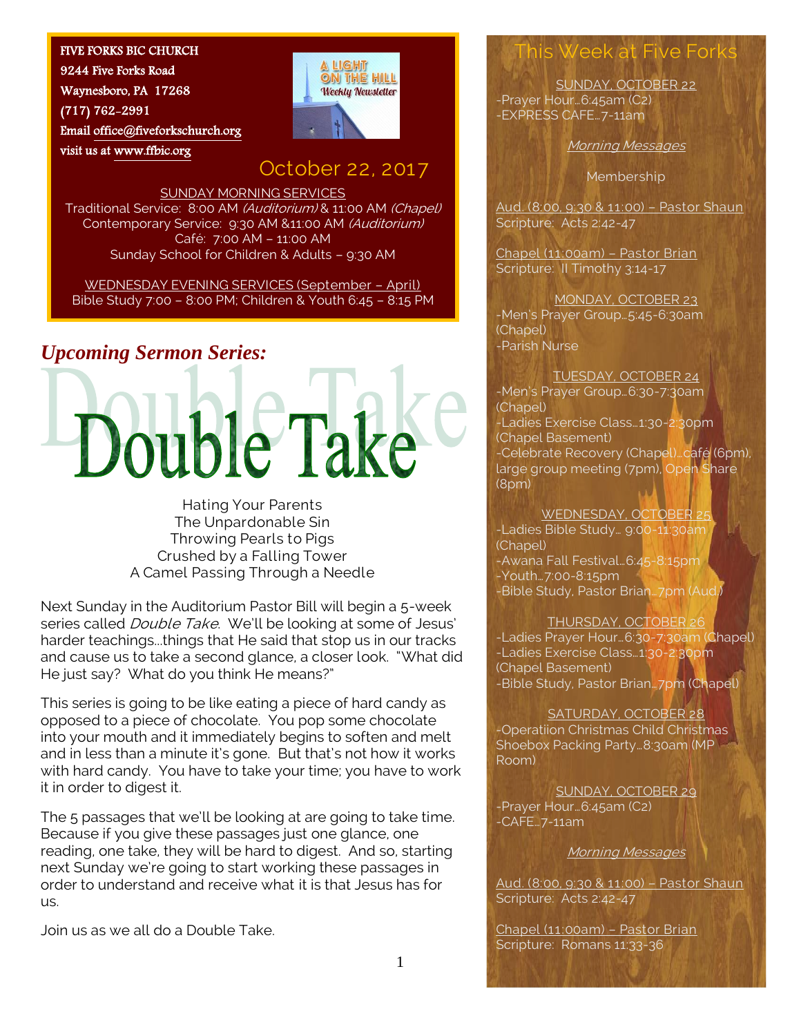FIVE FORKS BIC CHURCH
9244 Five Forks Road
Waynesboro, PA 17268
(717) 762-2991
Email office@fiveforkschurch.org
visit us at www.ffbic.org

A LIGHT ON THE HILL
Weekly Newsletter

October 22, 2017

SUNDAY MORNING SERVICES
Traditional Service: 8:00 AM *(Auditorium)* & 11:00 AM *(Chapel)*
Contemporary Service: 9:30 AM &11:00 AM *(Auditorium)*
Café: 7:00 AM – 11:00 AM
Sunday School for Children & Adults – 9:30 AM

WEDNESDAY EVENING SERVICES (September – April)
Bible Study 7:00 – 8:00 PM; Children & Youth 6:45 – 8:15 PM

## *Upcoming Sermon Series:*

# Double Take

Hating Your Parents
The Unpardonable Sin
Throwing Pearls to Pigs
Crushed by a Falling Tower
A Camel Passing Through a Needle

Next Sunday in the Auditorium Pastor Bill will begin a 5-week series called *Double Take*. We'll be looking at some of Jesus' harder teachings…things that He said that stop us in our tracks and cause us to take a second glance, a closer look. "What did He just say? What do you think He means?"

This series is going to be like eating a piece of hard candy as opposed to a piece of chocolate. You pop some chocolate into your mouth and it immediately begins to soften and melt and in less than a minute it's gone. But that's not how it works with hard candy. You have to take your time; you have to work it in order to digest it.

The 5 passages that we'll be looking at are going to take time. Because if you give these passages just one glance, one reading, one take, they will be hard to digest. And so, starting next Sunday we're going to start working these passages in order to understand and receive what it is that Jesus has for us.

Join us as we all do a Double Take.

## This Week at Five Forks

SUNDAY, OCTOBER 22
-Prayer Hour…6:45am (C2)
-EXPRESS CAFE…7-11am

*Morning Messages*

Membership

Aud. (8:00, 9:30 & 11:00) – Pastor Shaun
Scripture: Acts 2:42-47

Chapel (11:00am) – Pastor Brian
Scripture: II Timothy 3:14-17

MONDAY, OCTOBER 23
-Men's Prayer Group…5:45-6:30am (Chapel)
-Parish Nurse

TUESDAY, OCTOBER 24
-Men's Prayer Group…6:30-7:30am (Chapel)
-Ladies Exercise Class…1:30-2:30pm (Chapel Basement)
-Celebrate Recovery (Chapel)…café (6pm), large group meeting (7pm), Open Share (8pm)

WEDNESDAY, OCTOBER 25
-Ladies Bible Study… 9:00-11:30am (Chapel)
-Awana Fall Festival…6:45-8:15pm
-Youth…7:00-8:15pm
-Bible Study, Pastor Brian…7pm (Aud.)

THURSDAY, OCTOBER 26
-Ladies Prayer Hour…6:30-7:30am (Chapel)
-Ladies Exercise Class…1:30-2:30pm (Chapel Basement)
-Bible Study, Pastor Brian…7pm (Chapel)

SATURDAY, OCTOBER 28
-Operatiion Christmas Child Christmas Shoebox Packing Party…8:30am (MP Room)

SUNDAY, OCTOBER 29
-Prayer Hour…6:45am (C2)
-CAFE…7-11am

*Morning Messages*

Aud. (8:00, 9:30 & 11:00) – Pastor Shaun
Scripture: Acts 2:42-47

Chapel (11:00am) – Pastor Brian
Scripture: Romans 11:33-36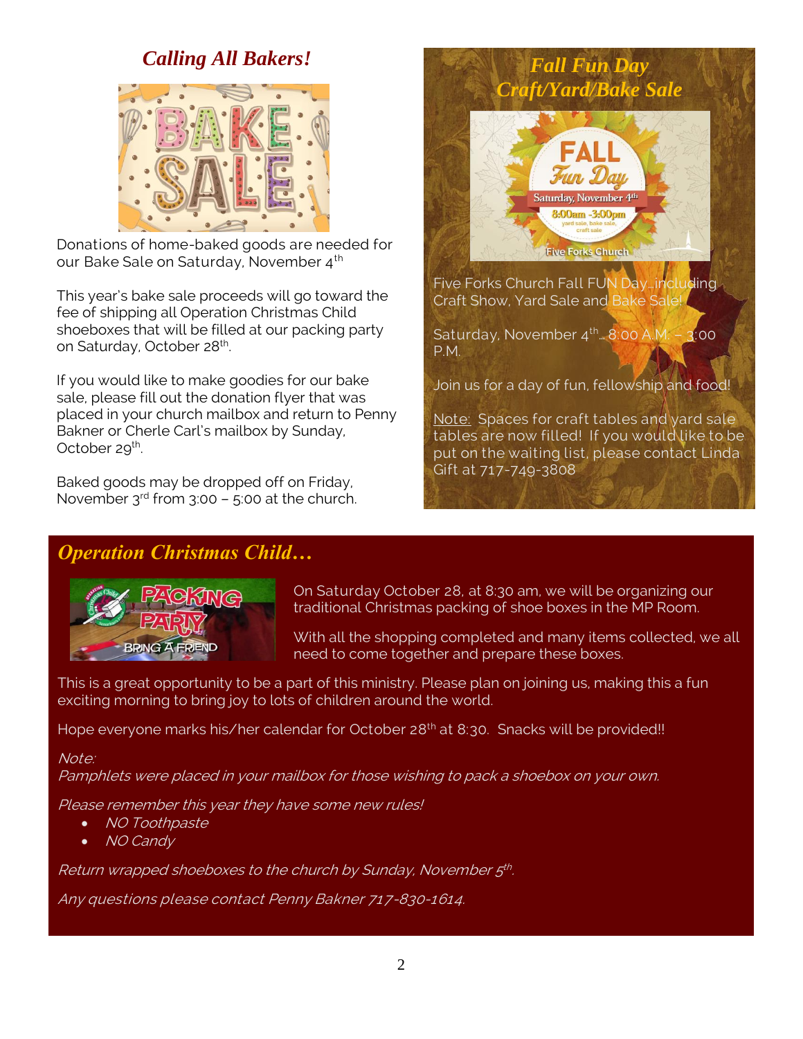## *Calling All Bakers!*

Donations of home-baked goods are needed for our Bake Sale on Saturday, November 4th

This year's bake sale proceeds will go toward the fee of shipping all Operation Christmas Child shoeboxes that will be filled at our packing party on Saturday, October 28th.

If you would like to make goodies for our bake sale, please fill out the donation flyer that was placed in your church mailbox and return to Penny Bakner or Cherle Carl's mailbox by Sunday, October 29th.

Baked goods may be dropped off on Friday, November 3rd from 3:00 – 5:00 at the church.

## *Fall Fun Day Craft/Yard/Bake Sale*

Five Forks Church Fall FUN Day…including Craft Show, Yard Sale and Bake Sale!

Saturday, November 4th… 8:00 A.M. – 3:00 P.M.

Join us for a day of fun, fellowship and food!

Note: Spaces for craft tables and yard sale tables are now filled! If you would like to be put on the waiting list, please contact Linda Gift at 717-749-3808

## *Operation Christmas Child…*

On Saturday October 28, at 8:30 am, we will be organizing our traditional Christmas packing of shoe boxes in the MP Room.

With all the shopping completed and many items collected, we all need to come together and prepare these boxes.

This is a great opportunity to be a part of this ministry. Please plan on joining us, making this a fun exciting morning to bring joy to lots of children around the world.

Hope everyone marks his/her calendar for October 28th at 8:30. Snacks will be provided!!

*Note:*
*Pamphlets were placed in your mailbox for those wishing to pack a shoebox on your own.*

*Please remember this year they have some new rules!*

- *NO Toothpaste*
- *NO Candy*

*Return wrapped shoeboxes to the church by Sunday, November 5th.*

*Any questions please contact Penny Bakner 717-830-1614.*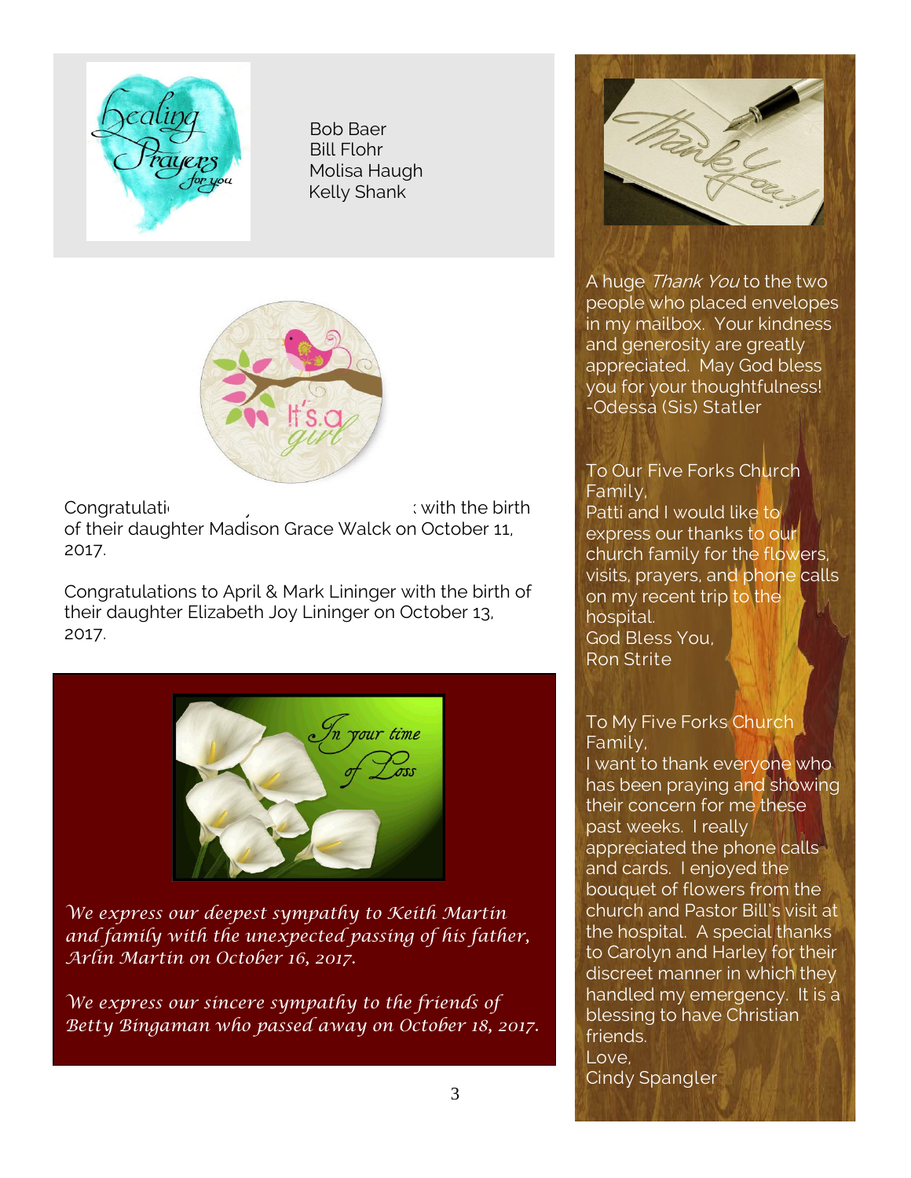Bob Baer
Bill Flohr
Molisa Haugh
Kelly Shank

Congratulati... with the birth of their daughter Madison Grace Walck on October 11, 2017.

Congratulations to April & Mark Lininger with the birth of their daughter Elizabeth Joy Lininger on October 13, 2017.

*We express our deepest sympathy to Keith Martin and family with the unexpected passing of his father, Arlin Martin on October 16, 2017.*

*We express our sincere sympathy to the friends of Betty Bingaman who passed away on October 18, 2017.*

A huge *Thank You* to the two people who placed envelopes in my mailbox. Your kindness and generosity are greatly appreciated. May God bless you for your thoughtfulness!
-Odessa (Sis) Statler

To Our Five Forks Church Family,
Patti and I would like to express our thanks to our church family for the flowers, visits, prayers, and phone calls on my recent trip to the hospital.
God Bless You,
Ron Strite

To My Five Forks Church Family,
I want to thank everyone who has been praying and showing their concern for me these past weeks. I really appreciated the phone calls and cards. I enjoyed the bouquet of flowers from the church and Pastor Bill's visit at the hospital. A special thanks to Carolyn and Harley for their discreet manner in which they handled my emergency. It is a blessing to have Christian friends.
Love,
Cindy Spangler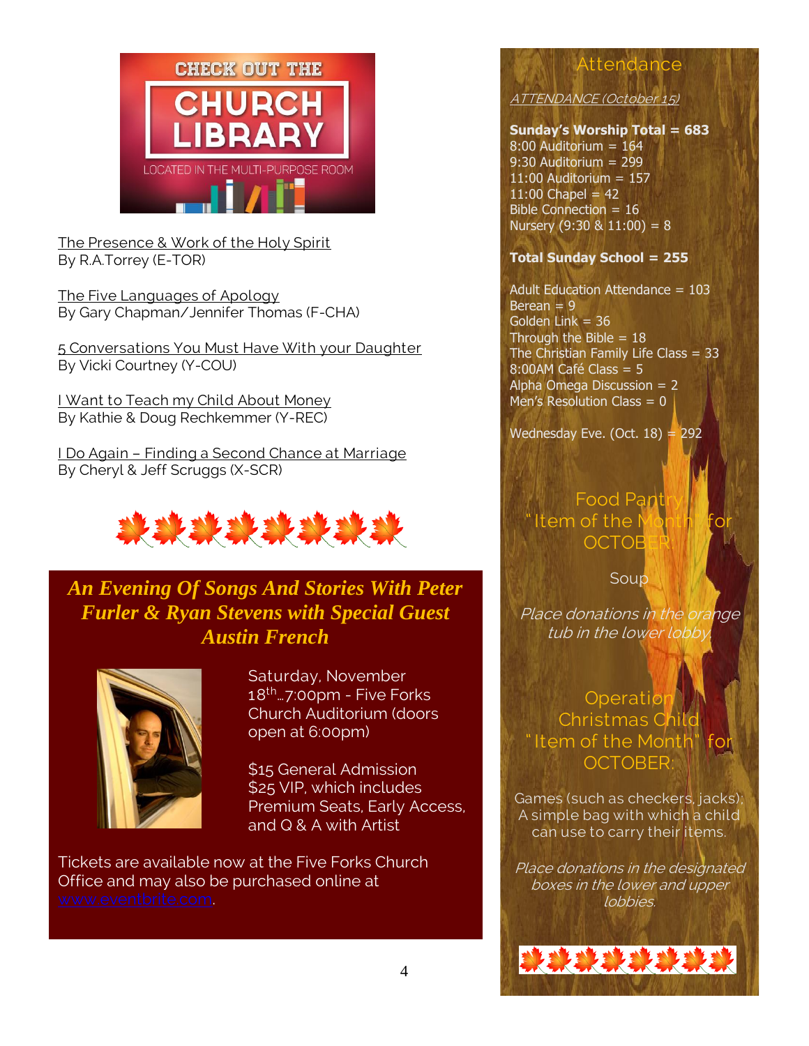CHECK OUT THE

# CHURCH LIBRARY

LOCATED IN THE MULTI-PURPOSE ROOM

The Presence & Work of the Holy Spirit
By R.A.Torrey (E-TOR)

The Five Languages of Apology
By Gary Chapman/Jennifer Thomas (F-CHA)

5 Conversations You Must Have With your Daughter
By Vicki Courtney (Y-COU)

I Want to Teach my Child About Money
By Kathie & Doug Rechkemmer (Y-REC)

I Do Again – Finding a Second Chance at Marriage
By Cheryl & Jeff Scruggs (X-SCR)

## *An Evening Of Songs And Stories With Peter Furler & Ryan Stevens with Special Guest Austin French*

Saturday, November 18th…7:00pm - Five Forks Church Auditorium (doors open at 6:00pm)

$15 General Admission
$25 VIP, which includes Premium Seats, Early Access, and Q & A with Artist

Tickets are available now at the Five Forks Church Office and may also be purchased online at www.eventbrite.com.

## Attendance

ATTENDANCE (October 15)

**Sunday's Worship Total = 683**
8:00 Auditorium = 164
9:30 Auditorium = 299
11:00 Auditorium = 157
11:00 Chapel = 42
Bible Connection = 16
Nursery (9:30 & 11:00) = 8

**Total Sunday School = 255**

Adult Education Attendance = 103
Berean = 9
Golden Link = 36
Through the Bible = 18
The Christian Family Life Class = 33
8:00AM Café Class = 5
Alpha Omega Discussion = 2
Men's Resolution Class = 0

Wednesday Eve. (Oct. 18) = 292

## Food Pantry "Item of the Month" for OCTOBER

Soup

*Place donations in the orange tub in the lower lobby.*

## Operation Christmas Child "Item of the Month" for OCTOBER:

Games (such as checkers, jacks); A simple bag with which a child can use to carry their items.

*Place donations in the designated boxes in the lower and upper lobbies.*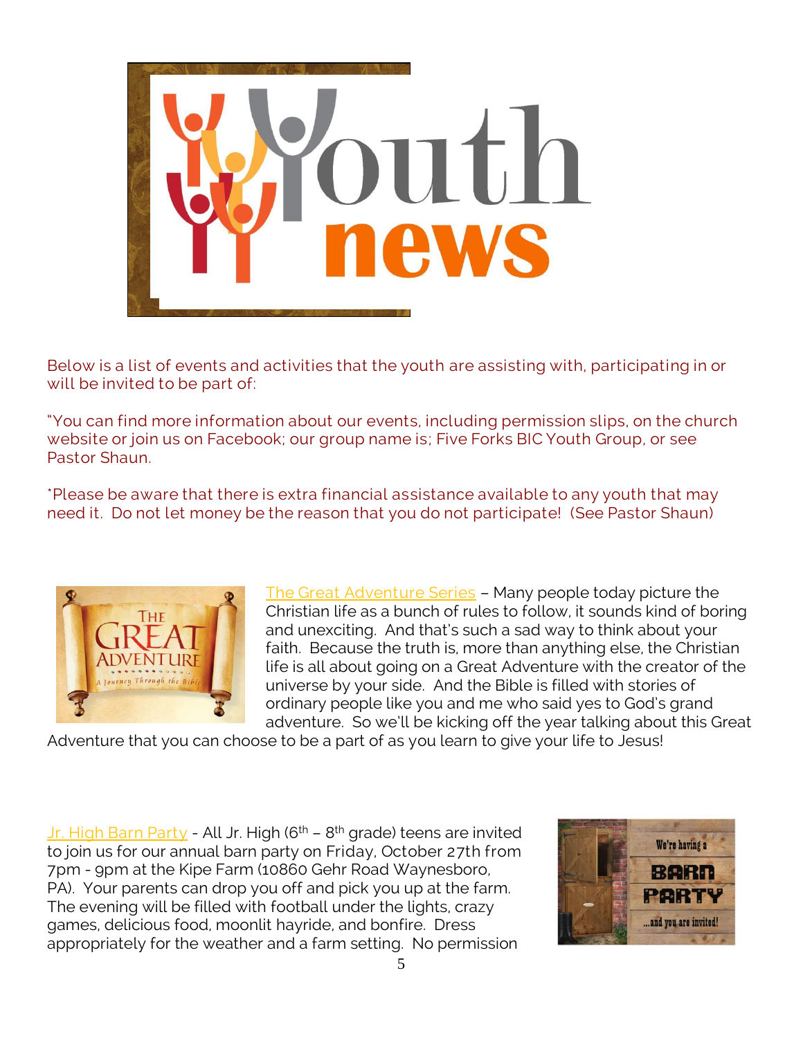# Youth news

Below is a list of events and activities that the youth are assisting with, participating in or will be invited to be part of:

"You can find more information about our events, including permission slips, on the church website or join us on Facebook; our group name is; Five Forks BIC Youth Group, or see Pastor Shaun.

*Please be aware that there is extra financial assistance available to any youth that may need it. Do not let money be the reason that you do not participate! (See Pastor Shaun)

The Great Adventure Series – Many people today picture the Christian life as a bunch of rules to follow, it sounds kind of boring and unexciting. And that's such a sad way to think about your faith. Because the truth is, more than anything else, the Christian life is all about going on a Great Adventure with the creator of the universe by your side. And the Bible is filled with stories of ordinary people like you and me who said yes to God's grand adventure. So we'll be kicking off the year talking about this Great Adventure that you can choose to be a part of as you learn to give your life to Jesus!

Jr. High Barn Party - All Jr. High (6th – 8th grade) teens are invited to join us for our annual barn party on Friday, October 27th from 7pm - 9pm at the Kipe Farm (10860 Gehr Road Waynesboro, PA). Your parents can drop you off and pick you up at the farm. The evening will be filled with football under the lights, crazy games, delicious food, moonlit hayride, and bonfire. Dress appropriately for the weather and a farm setting. No permission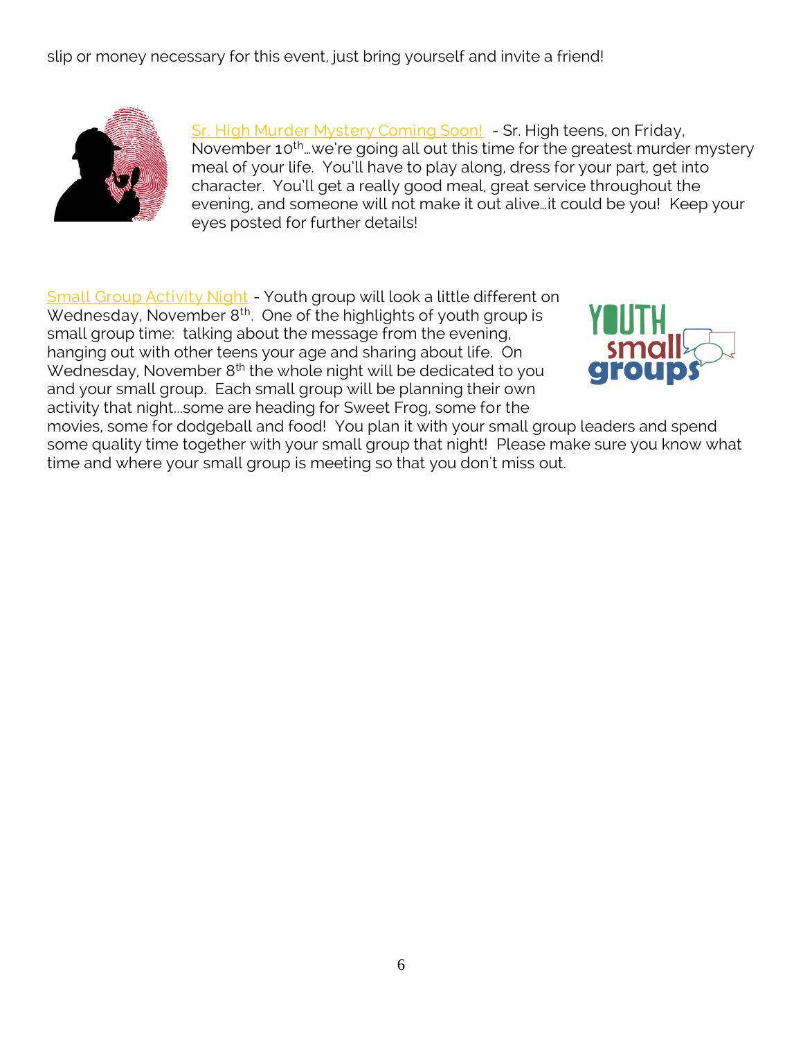slip or money necessary for this event, just bring yourself and invite a friend!

Sr. High Murder Mystery Coming Soon! - Sr. High teens, on Friday, November 10th…we're going all out this time for the greatest murder mystery meal of your life. You'll have to play along, dress for your part, get into character. You'll get a really good meal, great service throughout the evening, and someone will not make it out alive…it could be you! Keep your eyes posted for further details!

Small Group Activity Night - Youth group will look a little different on Wednesday, November 8th. One of the highlights of youth group is small group time: talking about the message from the evening, hanging out with other teens your age and sharing about life. On Wednesday, November 8th the whole night will be dedicated to you and your small group. Each small group will be planning their own activity that night…some are heading for Sweet Frog, some for the movies, some for dodgeball and food! You plan it with your small group leaders and spend some quality time together with your small group that night! Please make sure you know what time and where your small group is meeting so that you don't miss out.